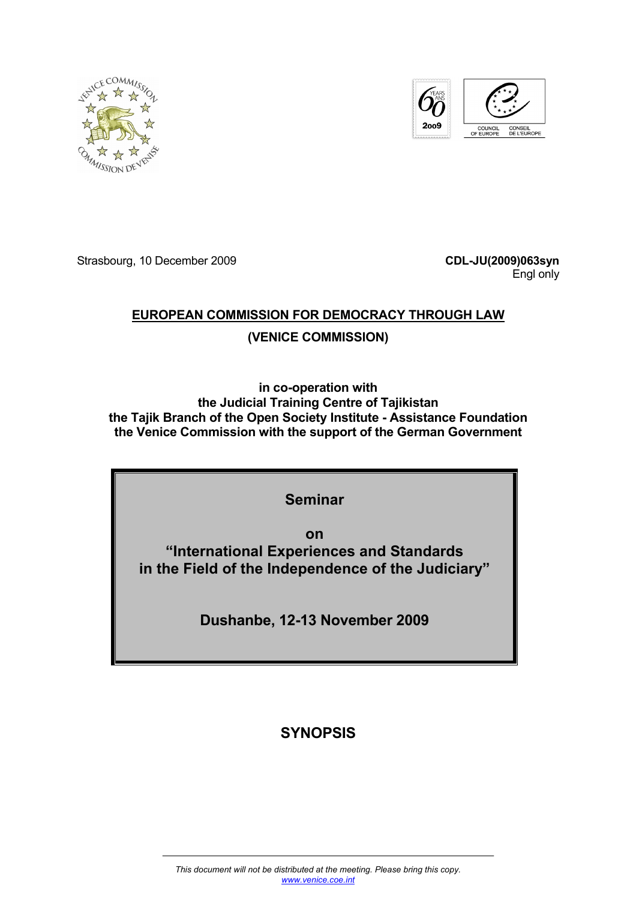Strasbourg, 10 December 2009

**CDL-JU(2009)063syn**
Engl only

**EUROPEAN COMMISSION FOR DEMOCRACY THROUGH LAW**

**(VENICE COMMISSION)**

**in co-operation with**
**the Judicial Training Centre of Tajikistan**
**the Tajik Branch of the Open Society Institute - Assistance Foundation**
**the Venice Commission with the support of the German Government**

**Seminar**

**on**
**"International Experiences and Standards in the Field of the Independence of the Judiciary"**

**Dushanbe, 12-13 November 2009**

# SYNOPSIS

*This document will not be distributed at the meeting. Please bring this copy.*
*www.venice.coe.int*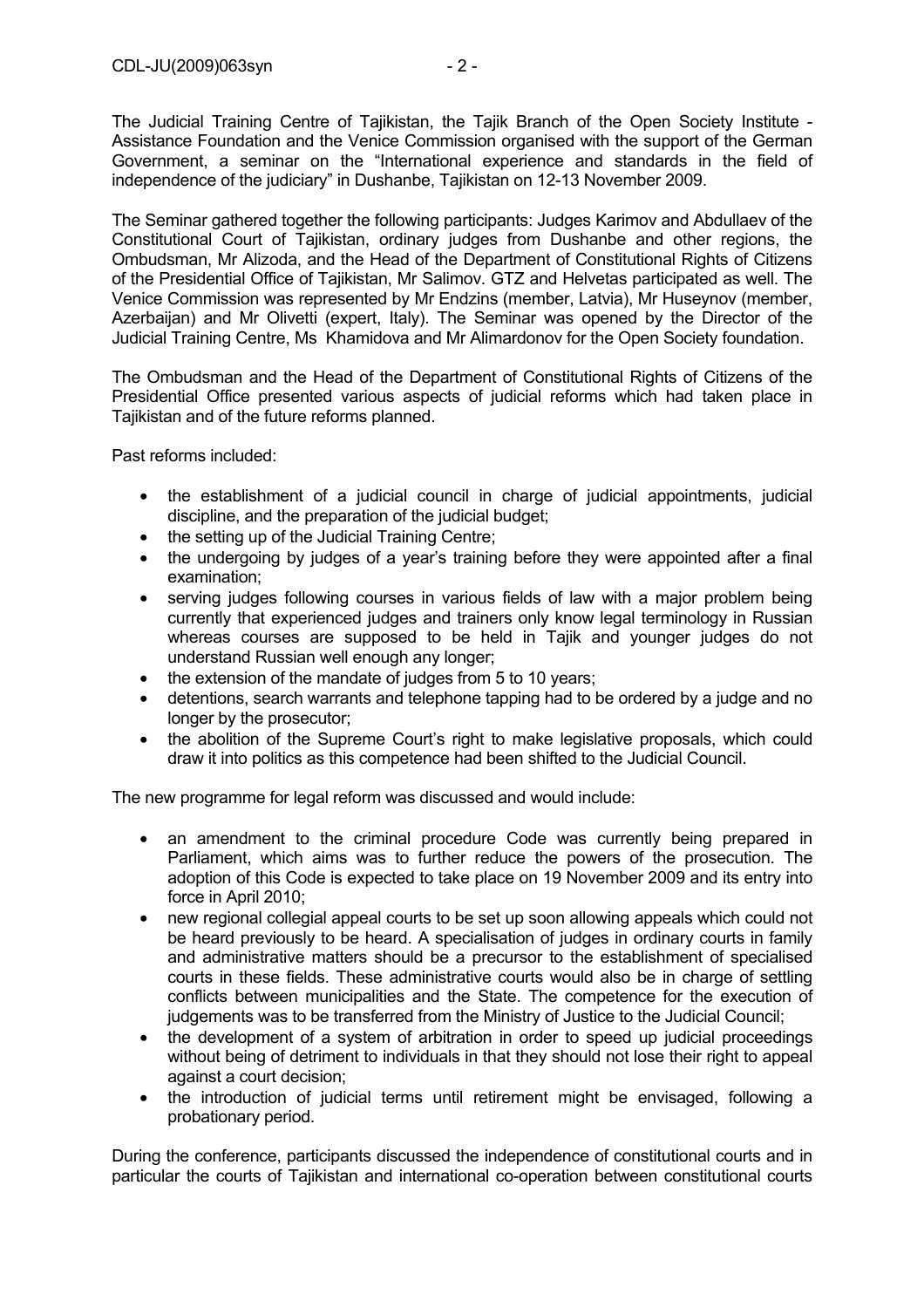The Judicial Training Centre of Tajikistan, the Tajik Branch of the Open Society Institute - Assistance Foundation and the Venice Commission organised with the support of the German Government, a seminar on the "International experience and standards in the field of independence of the judiciary" in Dushanbe, Tajikistan on 12-13 November 2009.

The Seminar gathered together the following participants: Judges Karimov and Abdullaev of the Constitutional Court of Tajikistan, ordinary judges from Dushanbe and other regions, the Ombudsman, Mr Alizoda, and the Head of the Department of Constitutional Rights of Citizens of the Presidential Office of Tajikistan, Mr Salimov. GTZ and Helvetas participated as well. The Venice Commission was represented by Mr Endzins (member, Latvia), Mr Huseynov (member, Azerbaijan) and Mr Olivetti (expert, Italy). The Seminar was opened by the Director of the Judicial Training Centre, Ms Khamidova and Mr Alimardonov for the Open Society foundation.

The Ombudsman and the Head of the Department of Constitutional Rights of Citizens of the Presidential Office presented various aspects of judicial reforms which had taken place in Tajikistan and of the future reforms planned.

Past reforms included:

- the establishment of a judicial council in charge of judicial appointments, judicial discipline, and the preparation of the judicial budget;
- the setting up of the Judicial Training Centre;
- the undergoing by judges of a year's training before they were appointed after a final examination;
- serving judges following courses in various fields of law with a major problem being currently that experienced judges and trainers only know legal terminology in Russian whereas courses are supposed to be held in Tajik and younger judges do not understand Russian well enough any longer;
- the extension of the mandate of judges from 5 to 10 years;
- detentions, search warrants and telephone tapping had to be ordered by a judge and no longer by the prosecutor;
- the abolition of the Supreme Court's right to make legislative proposals, which could draw it into politics as this competence had been shifted to the Judicial Council.

The new programme for legal reform was discussed and would include:

- an amendment to the criminal procedure Code was currently being prepared in Parliament, which aims was to further reduce the powers of the prosecution. The adoption of this Code is expected to take place on 19 November 2009 and its entry into force in April 2010;
- new regional collegial appeal courts to be set up soon allowing appeals which could not be heard previously to be heard. A specialisation of judges in ordinary courts in family and administrative matters should be a precursor to the establishment of specialised courts in these fields. These administrative courts would also be in charge of settling conflicts between municipalities and the State. The competence for the execution of judgements was to be transferred from the Ministry of Justice to the Judicial Council;
- the development of a system of arbitration in order to speed up judicial proceedings without being of detriment to individuals in that they should not lose their right to appeal against a court decision;
- the introduction of judicial terms until retirement might be envisaged, following a probationary period.

During the conference, participants discussed the independence of constitutional courts and in particular the courts of Tajikistan and international co-operation between constitutional courts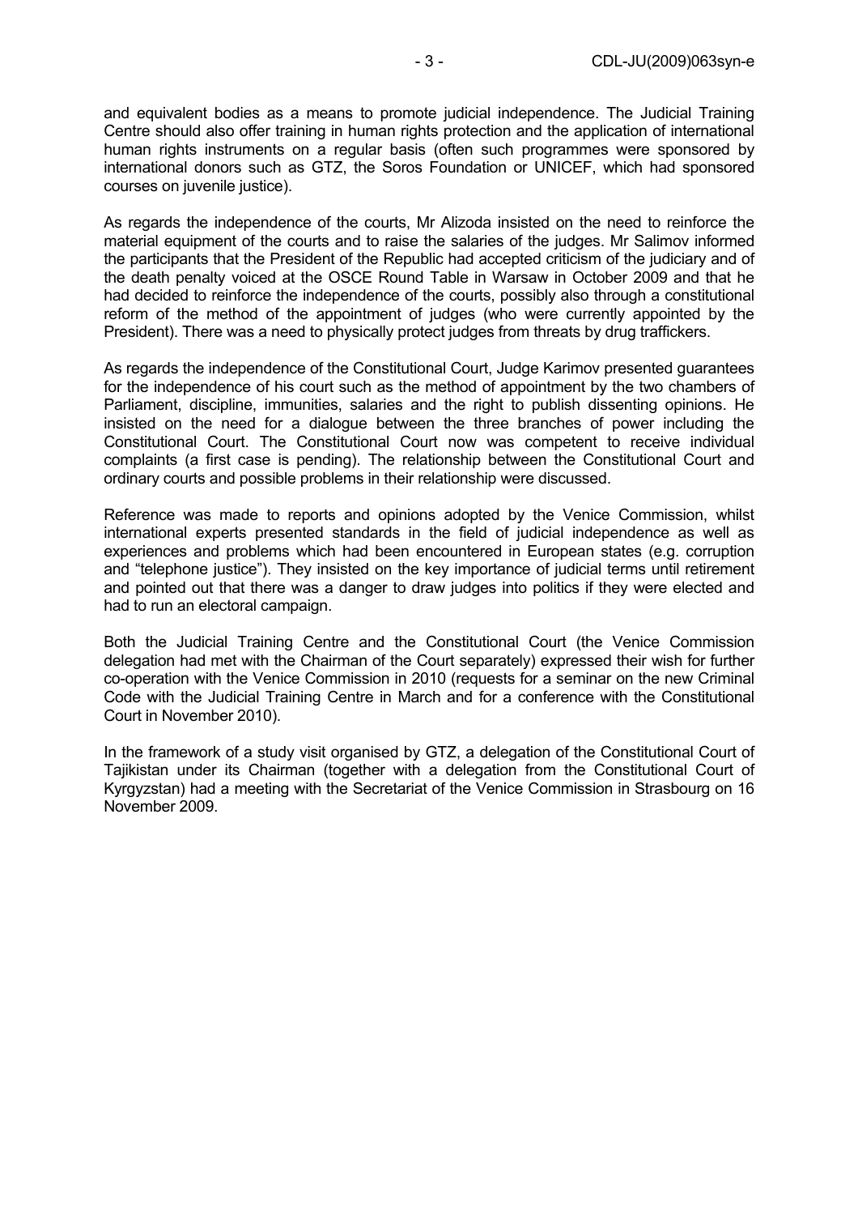and equivalent bodies as a means to promote judicial independence. The Judicial Training Centre should also offer training in human rights protection and the application of international human rights instruments on a regular basis (often such programmes were sponsored by international donors such as GTZ, the Soros Foundation or UNICEF, which had sponsored courses on juvenile justice).

As regards the independence of the courts, Mr Alizoda insisted on the need to reinforce the material equipment of the courts and to raise the salaries of the judges. Mr Salimov informed the participants that the President of the Republic had accepted criticism of the judiciary and of the death penalty voiced at the OSCE Round Table in Warsaw in October 2009 and that he had decided to reinforce the independence of the courts, possibly also through a constitutional reform of the method of the appointment of judges (who were currently appointed by the President). There was a need to physically protect judges from threats by drug traffickers.

As regards the independence of the Constitutional Court, Judge Karimov presented guarantees for the independence of his court such as the method of appointment by the two chambers of Parliament, discipline, immunities, salaries and the right to publish dissenting opinions. He insisted on the need for a dialogue between the three branches of power including the Constitutional Court. The Constitutional Court now was competent to receive individual complaints (a first case is pending). The relationship between the Constitutional Court and ordinary courts and possible problems in their relationship were discussed.

Reference was made to reports and opinions adopted by the Venice Commission, whilst international experts presented standards in the field of judicial independence as well as experiences and problems which had been encountered in European states (e.g. corruption and "telephone justice"). They insisted on the key importance of judicial terms until retirement and pointed out that there was a danger to draw judges into politics if they were elected and had to run an electoral campaign.

Both the Judicial Training Centre and the Constitutional Court (the Venice Commission delegation had met with the Chairman of the Court separately) expressed their wish for further co-operation with the Venice Commission in 2010 (requests for a seminar on the new Criminal Code with the Judicial Training Centre in March and for a conference with the Constitutional Court in November 2010).

In the framework of a study visit organised by GTZ, a delegation of the Constitutional Court of Tajikistan under its Chairman (together with a delegation from the Constitutional Court of Kyrgyzstan) had a meeting with the Secretariat of the Venice Commission in Strasbourg on 16 November 2009.